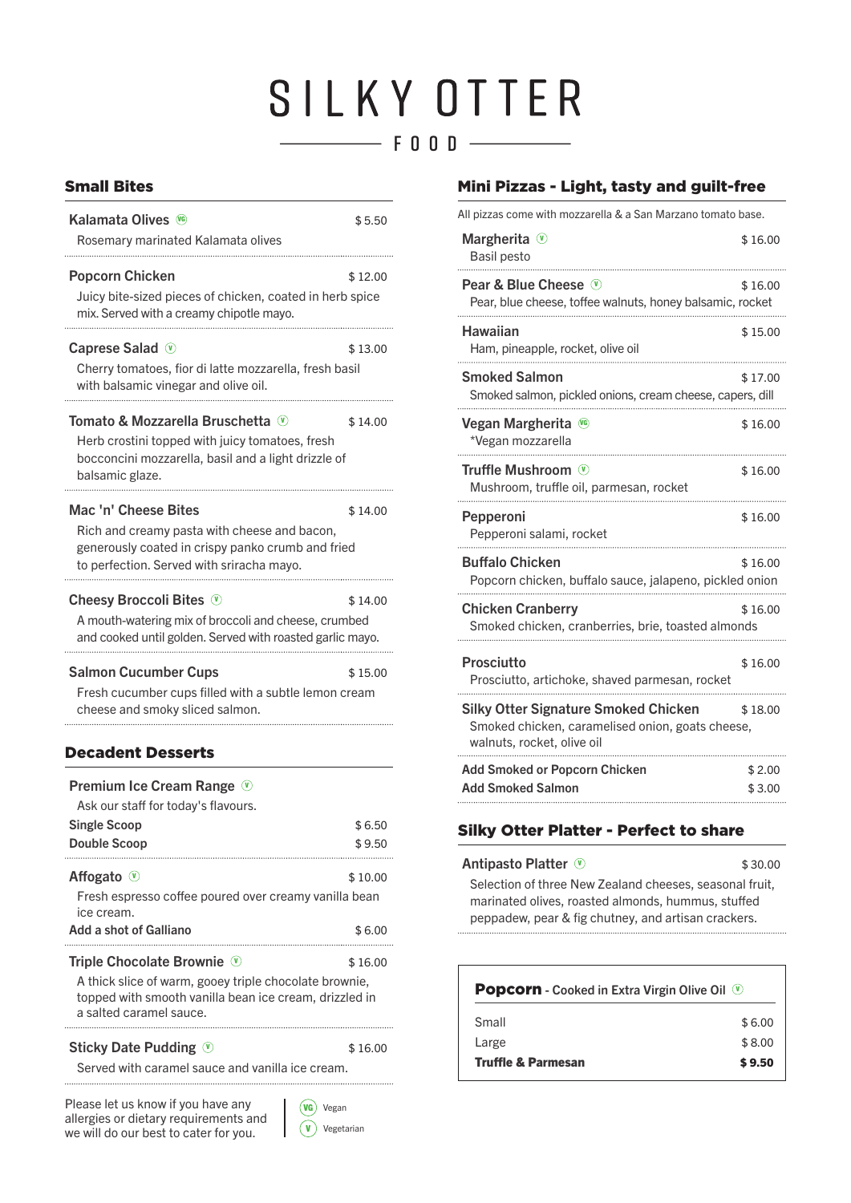# SILKY OTTER

FOOD

## Small Bites

**Kalamata Olives** (VG) — $ 5.50
Rosemary marinated Kalamata olives

**Popcorn Chicken** — $ 12.00
Juicy bite-sized pieces of chicken, coated in herb spice mix. Served with a creamy chipotle mayo.

**Caprese Salad** (V) — $ 13.00
Cherry tomatoes, fior di latte mozzarella, fresh basil with balsamic vinegar and olive oil.

**Tomato & Mozzarella Bruschetta** (V) — $ 14.00
Herb crostini topped with juicy tomatoes, fresh bocconcini mozzarella, basil and a light drizzle of balsamic glaze.

**Mac 'n' Cheese Bites** — $ 14.00
Rich and creamy pasta with cheese and bacon, generously coated in crispy panko crumb and fried to perfection. Served with sriracha mayo.

**Cheesy Broccoli Bites** (V) — $ 14.00
A mouth-watering mix of broccoli and cheese, crumbed and cooked until golden. Served with roasted garlic mayo.

**Salmon Cucumber Cups** — $ 15.00
Fresh cucumber cups filled with a subtle lemon cream cheese and smoky sliced salmon.

## Decadent Desserts

**Premium Ice Cream Range** (V)
Ask our staff for today's flavours.

| | |
|---|---|
| **Single Scoop** | $ 6.50 |
| **Double Scoop** | $ 9.50 |

**Affogato** (V) — $ 10.00
Fresh espresso coffee poured over creamy vanilla bean ice cream.
**Add a shot of Galliano** — $ 6.00

**Triple Chocolate Brownie** (V) — $ 16.00
A thick slice of warm, gooey triple chocolate brownie, topped with smooth vanilla bean ice cream, drizzled in a salted caramel sauce.

**Sticky Date Pudding** (V) — $ 16.00
Served with caramel sauce and vanilla ice cream.

Please let us know if you have any allergies or dietary requirements and we will do our best to cater for you.

(VG) Vegan
(V) Vegetarian

## Mini Pizzas - Light, tasty and guilt-free

All pizzas come with mozzarella & a San Marzano tomato base.

**Margherita** (V) — $ 16.00
Basil pesto

**Pear & Blue Cheese** (V) — $ 16.00
Pear, blue cheese, toffee walnuts, honey balsamic, rocket

**Hawaiian** — $ 15.00
Ham, pineapple, rocket, olive oil

**Smoked Salmon** — $ 17.00
Smoked salmon, pickled onions, cream cheese, capers, dill

**Vegan Margherita** (VG) — $ 16.00
*Vegan mozzarella

**Truffle Mushroom** (V) — $ 16.00
Mushroom, truffle oil, parmesan, rocket

**Pepperoni** — $ 16.00
Pepperoni salami, rocket

**Buffalo Chicken** — $ 16.00
Popcorn chicken, buffalo sauce, jalapeno, pickled onion

**Chicken Cranberry** — $ 16.00
Smoked chicken, cranberries, brie, toasted almonds

**Prosciutto** — $ 16.00
Prosciutto, artichoke, shaved parmesan, rocket

**Silky Otter Signature Smoked Chicken** — $ 18.00
Smoked chicken, caramelised onion, goats cheese, walnuts, rocket, olive oil

| | |
|---|---|
| **Add Smoked or Popcorn Chicken** | $ 2.00 |
| **Add Smoked Salmon** | $ 3.00 |

## Silky Otter Platter - Perfect to share

**Antipasto Platter** (V) — $ 30.00
Selection of three New Zealand cheeses, seasonal fruit, marinated olives, roasted almonds, hummus, stuffed peppadew, pear & fig chutney, and artisan crackers.

## Popcorn - Cooked in Extra Virgin Olive Oil (V)

| | |
|---|---|
| Small | $ 6.00 |
| Large | $ 8.00 |
| **Truffle & Parmesan** | **$ 9.50** |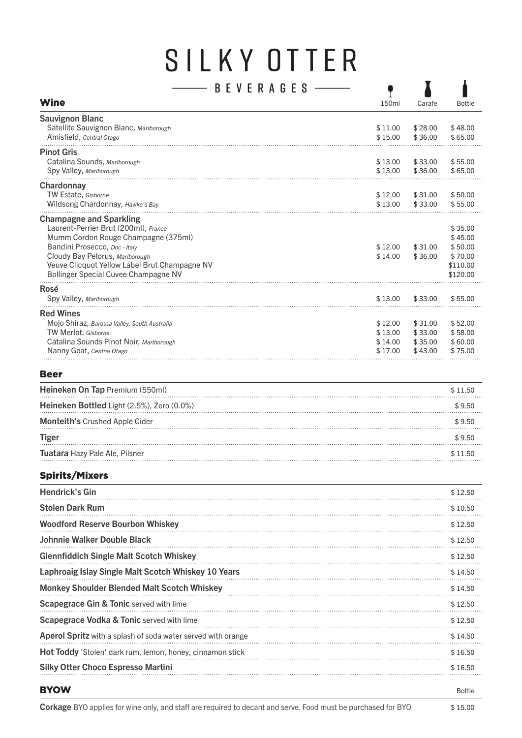# SILKY OTTER

## BEVERAGES

### Wine

| | 150ml | Carafe | Bottle |
|---|---|---|---|
| **Sauvignon Blanc** | | | |
| Satellite Sauvignon Blanc, *Marlborough* | $ 11.00 | $ 28.00 | $ 48.00 |
| Amisfield, *Central Otago* | $ 15.00 | $ 36.00 | $ 65.00 |
| **Pinot Gris** | | | |
| Catalina Sounds, *Marlborough* | $ 13.00 | $ 33.00 | $ 55.00 |
| Spy Valley, *Marlborough* | $ 13.00 | $ 36.00 | $ 65.00 |
| **Chardonnay** | | | |
| TW Estate, *Gisborne* | $ 12.00 | $ 31.00 | $ 50.00 |
| Wildsong Chardonnay, *Hawke's Bay* | $ 13.00 | $ 33.00 | $ 55.00 |
| **Champagne and Sparkling** | | | |
| Laurent-Perrier Brut (200ml), *France* | | | $ 35.00 |
| Mumm Cordon Rouge Champagne (375ml) | | | $ 45.00 |
| Bandini Prosecco, *Doc - Italy* | $ 12.00 | $ 31.00 | $ 50.00 |
| Cloudy Bay Pelorus, *Marlborough* | $ 14.00 | $ 36.00 | $ 70.00 |
| Veuve Clicquot Yellow Label Brut Champagne NV | | | $110.00 |
| Bollinger Special Cuvee Champagne NV | | | $120.00 |
| **Rosé** | | | |
| Spy Valley, *Marlborough* | $ 13.00 | $ 33.00 | $ 55.00 |
| **Red Wines** | | | |
| Mojo Shiraz, *Barossa Valley, South Australia* | $ 12.00 | $ 31.00 | $ 52.00 |
| TW Merlot, *Gisborne* | $ 13.00 | $ 33.00 | $ 58.00 |
| Catalina Sounds Pinot Noir, *Marlborough* | $ 14.00 | $ 35.00 | $ 60.00 |
| Nanny Goat, *Central Otago* | $ 17.00 | $ 43.00 | $ 75.00 |

### Beer

| | |
|---|---|
| **Heineken On Tap** Premium (550ml) | $ 11.50 |
| **Heineken Bottled** Light (2.5%), Zero (0.0%) | $ 9.50 |
| **Monteith's** Crushed Apple Cider | $ 9.50 |
| **Tiger** | $ 9.50 |
| **Tuatara** Hazy Pale Ale, Pilsner | $ 11.50 |

### Spirits/Mixers

| | |
|---|---|
| **Hendrick's Gin** | $ 12.50 |
| **Stolen Dark Rum** | $ 10.50 |
| **Woodford Reserve Bourbon Whiskey** | $ 12.50 |
| **Johnnie Walker Double Black** | $ 12.50 |
| **Glennfiddich Single Malt Scotch Whiskey** | $ 12.50 |
| **Laphroaig Islay Single Malt Scotch Whiskey 10 Years** | $ 14.50 |
| **Monkey Shoulder Blended Malt Scotch Whiskey** | $ 14.50 |
| **Scapegrace Gin & Tonic** served with lime | $ 12.50 |
| **Scapegrace Vodka & Tonic** served with lime | $ 12.50 |
| **Aperol Spritz** with a splash of soda water served with orange | $ 14.50 |
| **Hot Toddy** 'Stolen' dark rum, lemon, honey, cinnamon stick | $ 16.50 |
| **Silky Otter Choco Espresso Martini** | $ 16.50 |

### BYOW

| | Bottle |
|---|---|
| **Corkage** BYO applies for wine only, and staff are required to decant and serve. Food must be purchased for BYO | $ 15.00 |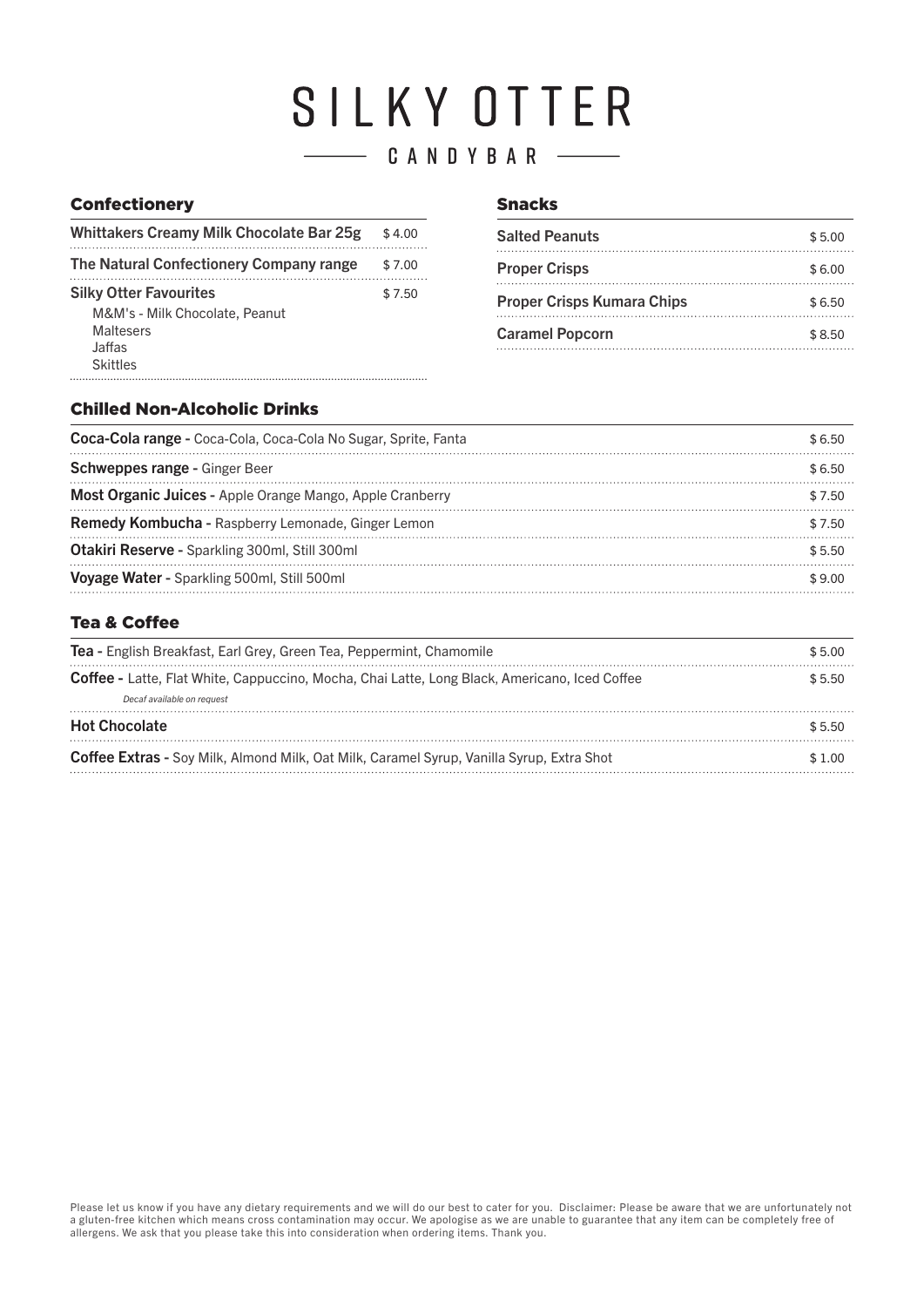# SILKY OTTER

CANDYBAR

## Confectionery

| | |
|---|---|
| **Whittakers Creamy Milk Chocolate Bar 25g** | $ 4.00 |
| **The Natural Confectionery Company range** | $ 7.00 |
| **Silky Otter Favourites**<br>M&M's - Milk Chocolate, Peanut<br>Maltesers<br>Jaffas<br>Skittles | $ 7.50 |

## Snacks

| | |
|---|---|
| **Salted Peanuts** | $ 5.00 |
| **Proper Crisps** | $ 6.00 |
| **Proper Crisps Kumara Chips** | $ 6.50 |
| **Caramel Popcorn** | $ 8.50 |

## Chilled Non-Alcoholic Drinks

| | |
|---|---|
| **Coca-Cola range -** Coca-Cola, Coca-Cola No Sugar, Sprite, Fanta | $ 6.50 |
| **Schweppes range -** Ginger Beer | $ 6.50 |
| **Most Organic Juices -** Apple Orange Mango, Apple Cranberry | $ 7.50 |
| **Remedy Kombucha -** Raspberry Lemonade, Ginger Lemon | $ 7.50 |
| **Otakiri Reserve -** Sparkling 300ml, Still 300ml | $ 5.50 |
| **Voyage Water -** Sparkling 500ml, Still 500ml | $ 9.00 |

## Tea & Coffee

| | |
|---|---|
| **Tea -** English Breakfast, Earl Grey, Green Tea, Peppermint, Chamomile | $ 5.00 |
| **Coffee -** Latte, Flat White, Cappuccino, Mocha, Chai Latte, Long Black, Americano, Iced Coffee<br>*Decaf available on request* | $ 5.50 |
| **Hot Chocolate** | $ 5.50 |
| **Coffee Extras -** Soy Milk, Almond Milk, Oat Milk, Caramel Syrup, Vanilla Syrup, Extra Shot | $ 1.00 |

Please let us know if you have any dietary requirements and we will do our best to cater for you. Disclaimer: Please be aware that we are unfortunately not a gluten-free kitchen which means cross contamination may occur. We apologise as we are unable to guarantee that any item can be completely free of allergens. We ask that you please take this into consideration when ordering items. Thank you.